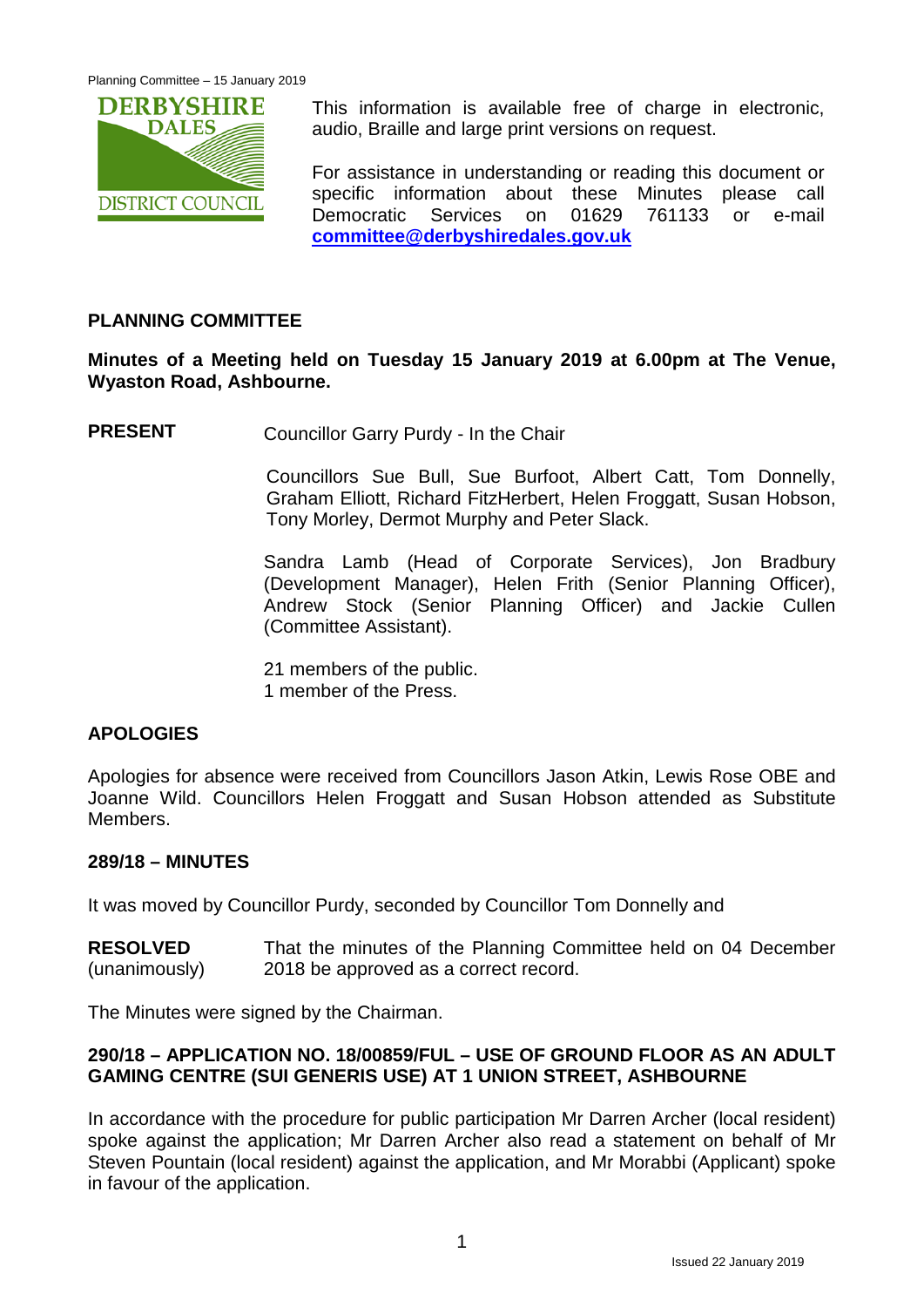This information is available free of charge in electronic, audio, Braille and large print versions on request.

For assistance in understanding or reading this document or specific information about these Minutes please call Democratic Services on 01629 761133 or e-mail **committee@derbyshiredales.gov.uk**

## PLANNING COMMITTEE

**Minutes of a Meeting held on Tuesday 15 January 2019 at 6.00pm at The Venue, Wyaston Road, Ashbourne.**

**PRESENT** Councillor Garry Purdy - In the Chair

Councillors Sue Bull, Sue Burfoot, Albert Catt, Tom Donnelly, Graham Elliott, Richard FitzHerbert, Helen Froggatt, Susan Hobson, Tony Morley, Dermot Murphy and Peter Slack.

Sandra Lamb (Head of Corporate Services), Jon Bradbury (Development Manager), Helen Frith (Senior Planning Officer), Andrew Stock (Senior Planning Officer) and Jackie Cullen (Committee Assistant).

21 members of the public.
1 member of the Press.

## APOLOGIES

Apologies for absence were received from Councillors Jason Atkin, Lewis Rose OBE and Joanne Wild. Councillors Helen Froggatt and Susan Hobson attended as Substitute Members.

## 289/18 – MINUTES

It was moved by Councillor Purdy, seconded by Councillor Tom Donnelly and

**RESOLVED** (unanimously) That the minutes of the Planning Committee held on 04 December 2018 be approved as a correct record.

The Minutes were signed by the Chairman.

## 290/18 – APPLICATION NO. 18/00859/FUL – USE OF GROUND FLOOR AS AN ADULT GAMING CENTRE (SUI GENERIS USE) AT 1 UNION STREET, ASHBOURNE

In accordance with the procedure for public participation Mr Darren Archer (local resident) spoke against the application; Mr Darren Archer also read a statement on behalf of Mr Steven Pountain (local resident) against the application, and Mr Morabbi (Applicant) spoke in favour of the application.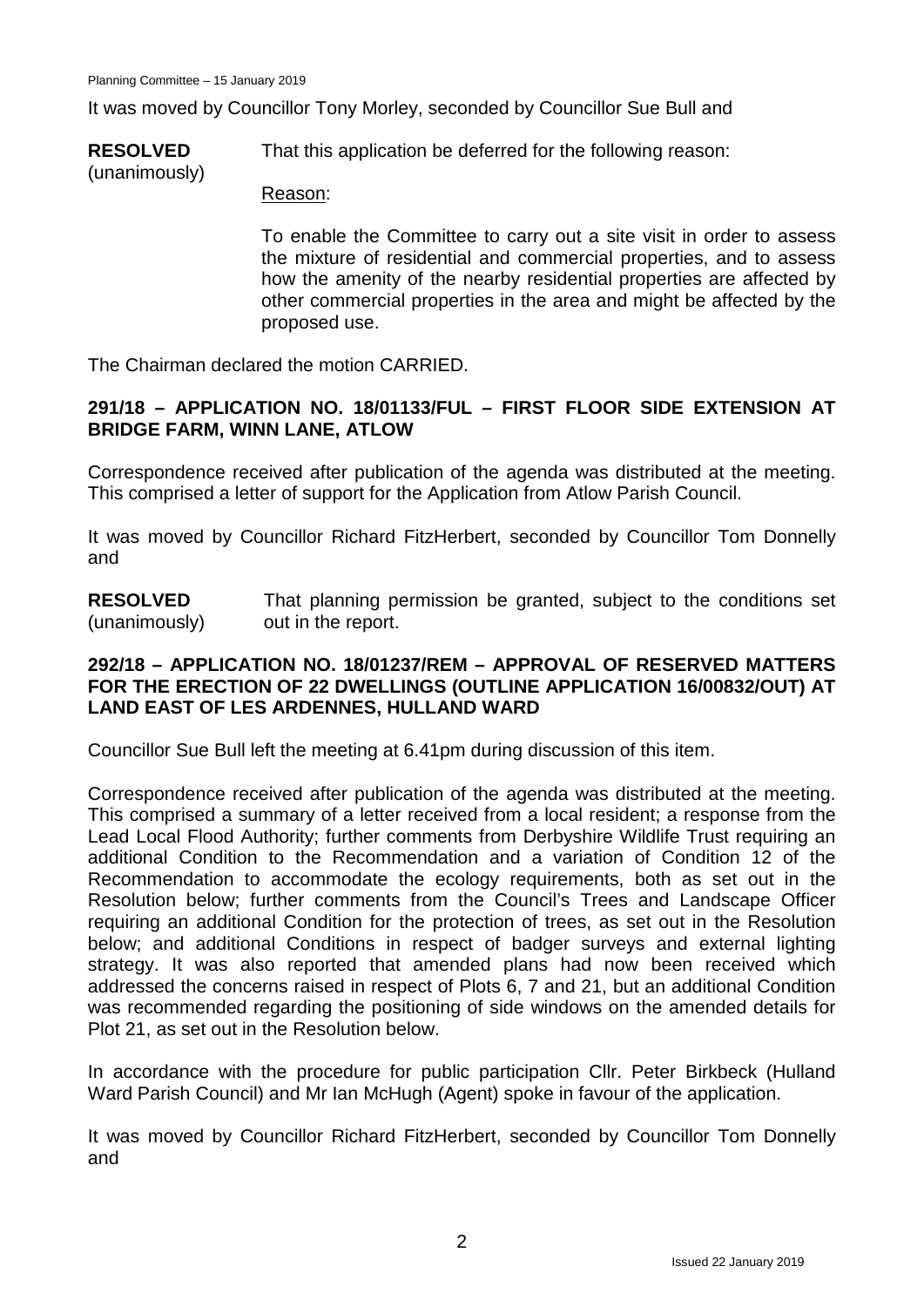It was moved by Councillor Tony Morley, seconded by Councillor Sue Bull and

**RESOLVED** (unanimously) That this application be deferred for the following reason:

Reason:

To enable the Committee to carry out a site visit in order to assess the mixture of residential and commercial properties, and to assess how the amenity of the nearby residential properties are affected by other commercial properties in the area and might be affected by the proposed use.

The Chairman declared the motion CARRIED.

## 291/18 – APPLICATION NO. 18/01133/FUL – FIRST FLOOR SIDE EXTENSION AT BRIDGE FARM, WINN LANE, ATLOW

Correspondence received after publication of the agenda was distributed at the meeting. This comprised a letter of support for the Application from Atlow Parish Council.

It was moved by Councillor Richard FitzHerbert, seconded by Councillor Tom Donnelly and

**RESOLVED** (unanimously) That planning permission be granted, subject to the conditions set out in the report.

## 292/18 – APPLICATION NO. 18/01237/REM – APPROVAL OF RESERVED MATTERS FOR THE ERECTION OF 22 DWELLINGS (OUTLINE APPLICATION 16/00832/OUT) AT LAND EAST OF LES ARDENNES, HULLAND WARD

Councillor Sue Bull left the meeting at 6.41pm during discussion of this item.

Correspondence received after publication of the agenda was distributed at the meeting. This comprised a summary of a letter received from a local resident; a response from the Lead Local Flood Authority; further comments from Derbyshire Wildlife Trust requiring an additional Condition to the Recommendation and a variation of Condition 12 of the Recommendation to accommodate the ecology requirements, both as set out in the Resolution below; further comments from the Council's Trees and Landscape Officer requiring an additional Condition for the protection of trees, as set out in the Resolution below; and additional Conditions in respect of badger surveys and external lighting strategy. It was also reported that amended plans had now been received which addressed the concerns raised in respect of Plots 6, 7 and 21, but an additional Condition was recommended regarding the positioning of side windows on the amended details for Plot 21, as set out in the Resolution below.

In accordance with the procedure for public participation Cllr. Peter Birkbeck (Hulland Ward Parish Council) and Mr Ian McHugh (Agent) spoke in favour of the application.

It was moved by Councillor Richard FitzHerbert, seconded by Councillor Tom Donnelly and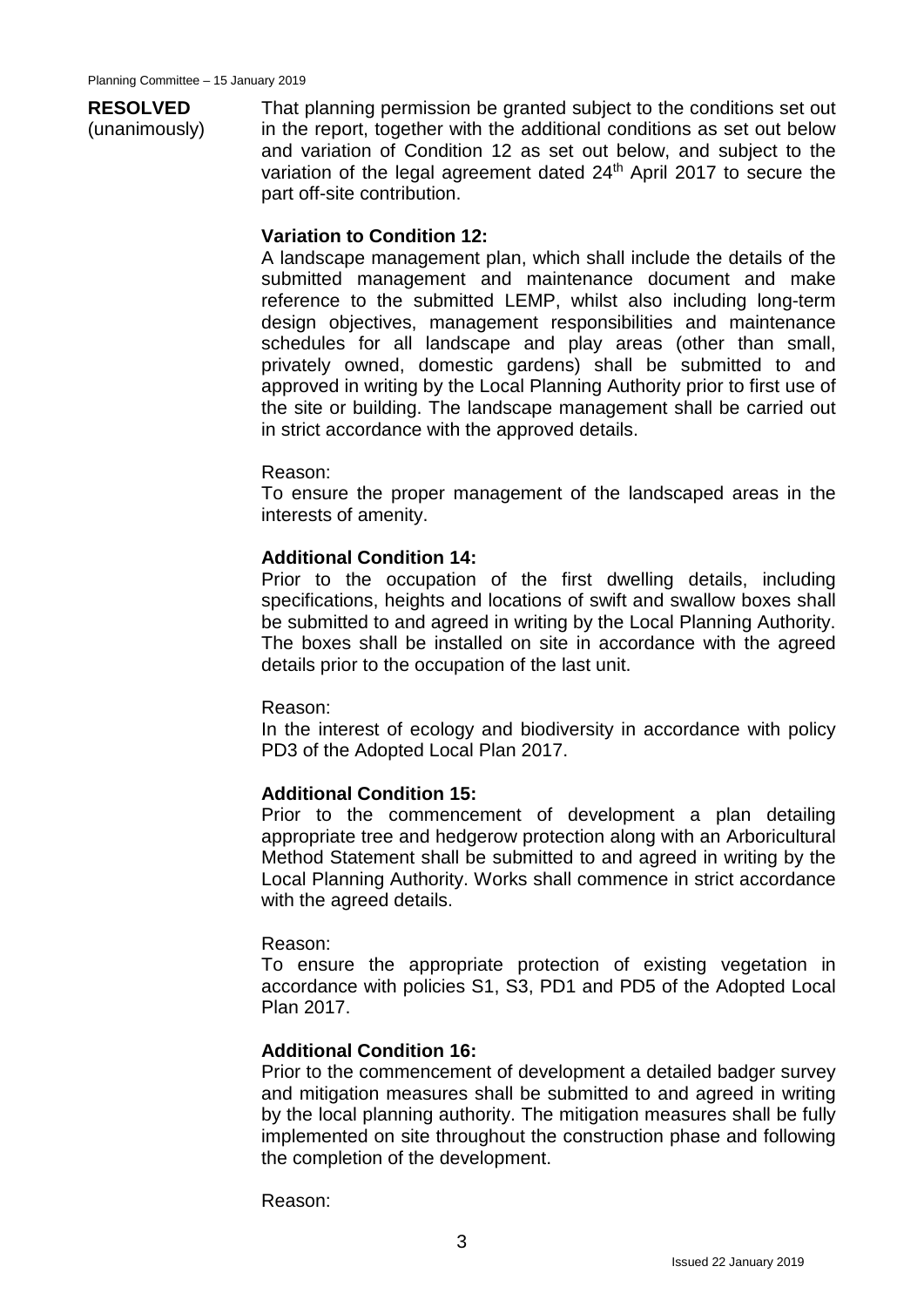**RESOLVED** (unanimously)

That planning permission be granted subject to the conditions set out in the report, together with the additional conditions as set out below and variation of Condition 12 as set out below, and subject to the variation of the legal agreement dated 24th April 2017 to secure the part off-site contribution.

**Variation to Condition 12:**

A landscape management plan, which shall include the details of the submitted management and maintenance document and make reference to the submitted LEMP, whilst also including long-term design objectives, management responsibilities and maintenance schedules for all landscape and play areas (other than small, privately owned, domestic gardens) shall be submitted to and approved in writing by the Local Planning Authority prior to first use of the site or building. The landscape management shall be carried out in strict accordance with the approved details.

Reason:

To ensure the proper management of the landscaped areas in the interests of amenity.

**Additional Condition 14:**

Prior to the occupation of the first dwelling details, including specifications, heights and locations of swift and swallow boxes shall be submitted to and agreed in writing by the Local Planning Authority. The boxes shall be installed on site in accordance with the agreed details prior to the occupation of the last unit.

Reason:

In the interest of ecology and biodiversity in accordance with policy PD3 of the Adopted Local Plan 2017.

**Additional Condition 15:**

Prior to the commencement of development a plan detailing appropriate tree and hedgerow protection along with an Arboricultural Method Statement shall be submitted to and agreed in writing by the Local Planning Authority. Works shall commence in strict accordance with the agreed details.

Reason:

To ensure the appropriate protection of existing vegetation in accordance with policies S1, S3, PD1 and PD5 of the Adopted Local Plan 2017.

**Additional Condition 16:**

Prior to the commencement of development a detailed badger survey and mitigation measures shall be submitted to and agreed in writing by the local planning authority. The mitigation measures shall be fully implemented on site throughout the construction phase and following the completion of the development.

Reason: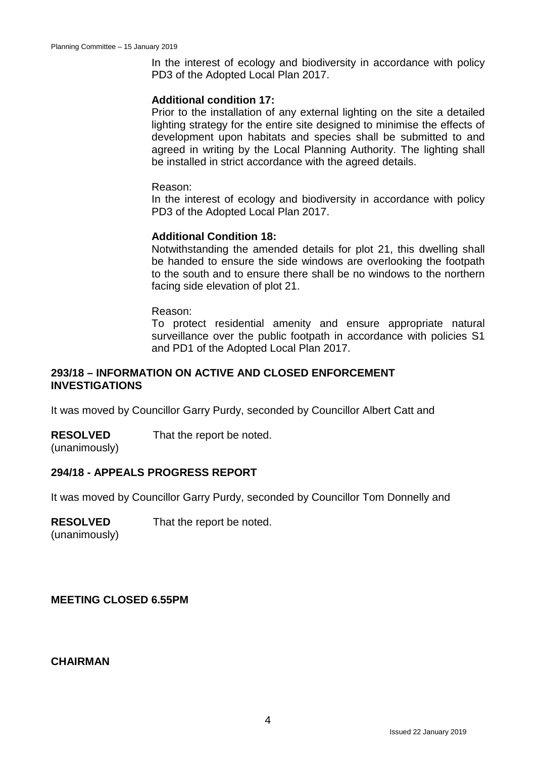In the interest of ecology and biodiversity in accordance with policy PD3 of the Adopted Local Plan 2017.

**Additional condition 17:**
Prior to the installation of any external lighting on the site a detailed lighting strategy for the entire site designed to minimise the effects of development upon habitats and species shall be submitted to and agreed in writing by the Local Planning Authority. The lighting shall be installed in strict accordance with the agreed details.

Reason:
In the interest of ecology and biodiversity in accordance with policy PD3 of the Adopted Local Plan 2017.

**Additional Condition 18:**
Notwithstanding the amended details for plot 21, this dwelling shall be handed to ensure the side windows are overlooking the footpath to the south and to ensure there shall be no windows to the northern facing side elevation of plot 21.

Reason:
To protect residential amenity and ensure appropriate natural surveillance over the public footpath in accordance with policies S1 and PD1 of the Adopted Local Plan 2017.

## 293/18 – INFORMATION ON ACTIVE AND CLOSED ENFORCEMENT INVESTIGATIONS

It was moved by Councillor Garry Purdy, seconded by Councillor Albert Catt and

**RESOLVED** (unanimously) That the report be noted.

## 294/18 - APPEALS PROGRESS REPORT

It was moved by Councillor Garry Purdy, seconded by Councillor Tom Donnelly and

**RESOLVED** (unanimously) That the report be noted.

**MEETING CLOSED 6.55PM**

**CHAIRMAN**